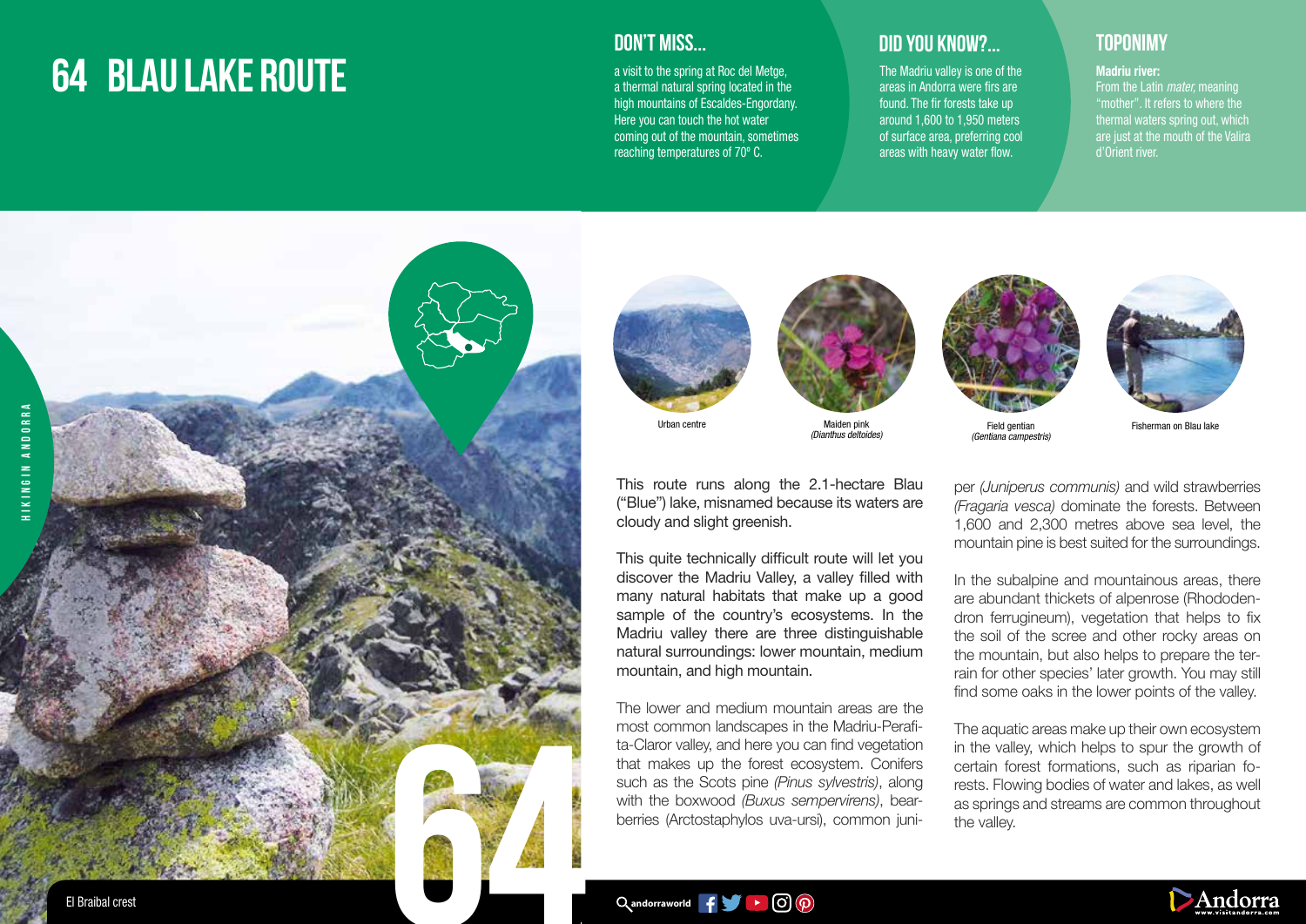# 64 BLAU LAKE ROUTE

## DON'T MISS...

a visit to the spring at Roc del Metge, a thermal natural spring located in the high mountains of Escaldes-Engordany. Here you can touch the hot water coming out of the mountain, sometimes reaching temperatures of 70º C.

## DID YOU KNOW?...

The Madriu valley is one of the areas in Andorra were firs are found. The fir forests take up around 1,600 to 1,950 meters of surface area, preferring cool areas with heavy water flow.

## TOPONIMY

**Madriu river:**
From the Latin *mater,* meaning "mother". It refers to where the thermal waters spring out, which are just at the mouth of the Valira d'Orient river.

Urban centre

Maiden pink
*(Dianthus deltoides)*

Field gentian
*(Gentiana campestris)*

Fisherman on Blau lake

This route runs along the 2.1-hectare Blau ("Blue") lake, misnamed because its waters are cloudy and slight greenish.

This quite technically difficult route will let you discover the Madriu Valley, a valley filled with many natural habitats that make up a good sample of the country's ecosystems. In the Madriu valley there are three distinguishable natural surroundings: lower mountain, medium mountain, and high mountain.

The lower and medium mountain areas are the most common landscapes in the Madriu-Perafita-Claror valley, and here you can find vegetation that makes up the forest ecosystem. Conifers such as the Scots pine *(Pinus sylvestris)*, along with the boxwood *(Buxus sempervirens)*, bearberries (Arctostaphylos uva-ursi), common juniper *(Juniperus communis)* and wild strawberries *(Fragaria vesca)* dominate the forests. Between 1,600 and 2,300 metres above sea level, the mountain pine is best suited for the surroundings.

In the subalpine and mountainous areas, there are abundant thickets of alpenrose (Rhododendron ferrugineum), vegetation that helps to fix the soil of the scree and other rocky areas on the mountain, but also helps to prepare the terrain for other species' later growth. You may still find some oaks in the lower points of the valley.

The aquatic areas make up their own ecosystem in the valley, which helps to spur the growth of certain forest formations, such as riparian forests. Flowing bodies of water and lakes, as well as springs and streams are common throughout the valley.

El Braibal crest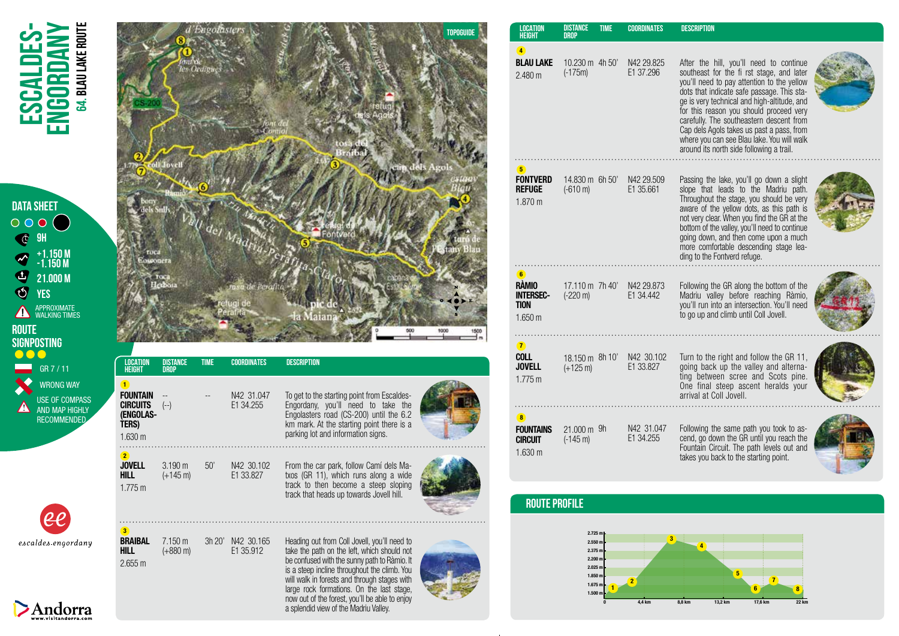# ESCALDES-ENGORDANY

## 64. BLAU LAKE ROUTE

TOPOGUIDE

## DATA SHEET

9H

+1.150 M
-1.150 M

21.000 M

YES

APPROXIMATE WALKING TIMES

## ROUTE SIGNPOSTING

GR 7 / 11

WRONG WAY

USE OF COMPASS AND MAP HIGHLY RECOMMENDED

| LOCATION HEIGHT | DISTANCE DROP | TIME | COORDINATES | DESCRIPTION |
|---|---|---|---|---|
| 1 **FOUNTAIN CIRCUITS (ENGOLASTERS)** 1.630 m | -- (--) | -- | N42 31.047 E1 34.255 | To get to the starting point from Escaldes-Engordany, you'll need to take the Engolasters road (CS-200) until the 6.2 km mark. At the starting point there is a parking lot and information signs. |
| 2 **JOVELL HILL** 1.775 m | 3.190 m (+145 m) | 50' | N42 30.102 E1 33.827 | From the car park, follow Camí dels Matxos (GR 11), which runs along a wide track to then become a steep sloping track that heads up towards Jovell hill. |
| 3 **BRAIBAL HILL** 2.655 m | 7.150 m (+880 m) | 3h 20' | N42 30.165 E1 35.912 | Heading out from Coll Jovell, you'll need to take the path on the left, which should not be confused with the sunny path to Ràmio. It is a steep incline throughout the climb. You will walk in forests and through stages with large rock formations. On the last stage, now out of the forest, you'll be able to enjoy a splendid view of the Madriu Valley. |
| 4 **BLAU LAKE** 2.480 m | 10.230 m (-175m) | 4h 50' | N42 29.825 E1 37.296 | After the hill, you'll need to continue southeast for the fi rst stage, and later you'll need to pay attention to the yellow dots that indicate safe passage. This stage is very technical and high-altitude, and for this reason you should proceed very carefully. The southeastern descent from Cap dels Agols takes us past a pass, from where you can see Blau lake. You will walk around its north side following a trail. |
| 5 **FONTVERD REFUGE** 1.870 m | 14.830 m (-610 m) | 6h 50' | N42 29.509 E1 35.661 | Passing the lake, you'll go down a slight slope that leads to the Madriu path. Throughout the stage, you should be very aware of the yellow dots, as this path is not very clear. When you find the GR at the bottom of the valley, you'll need to continue going down, and then come upon a much more comfortable descending stage leading to the Fontverd refuge. |
| 6 **RÀMIO INTERSECTION** 1.650 m | 17.110 m (-220 m) | 7h 40' | N42 29.873 E1 34.442 | Following the GR along the bottom of the Madriu valley before reaching Ràmio, you'll run into an intersection. You'll need to go up and climb until Coll Jovell. |
| 7 **COLL JOVELL** 1.775 m | 18.150 m (+125 m) | 8h 10' | N42 30.102 E1 33.827 | Turn to the right and follow the GR 11, going back up the valley and alternating between scree and Scots pine. One final steep ascent heralds your arrival at Coll Jovell. |
| 8 **FOUNTAINS CIRCUIT** 1.630 m | 21.000 m (-145 m) | 9h | N42 31.047 E1 34.255 | Following the same path you took to ascend, go down the GR until you reach the Fountain Circuit. The path levels out and takes you back to the starting point. |

## ROUTE PROFILE

2.725 m
2.550 m
2.375 m
2.200 m
2.025 m
1.850 m
1.675 m
1.500 m

0
4,4 km
8,8 km
13,2 km
17,6 km
22 km

escaldes.engordany

Andorra
www.visitandorra.com